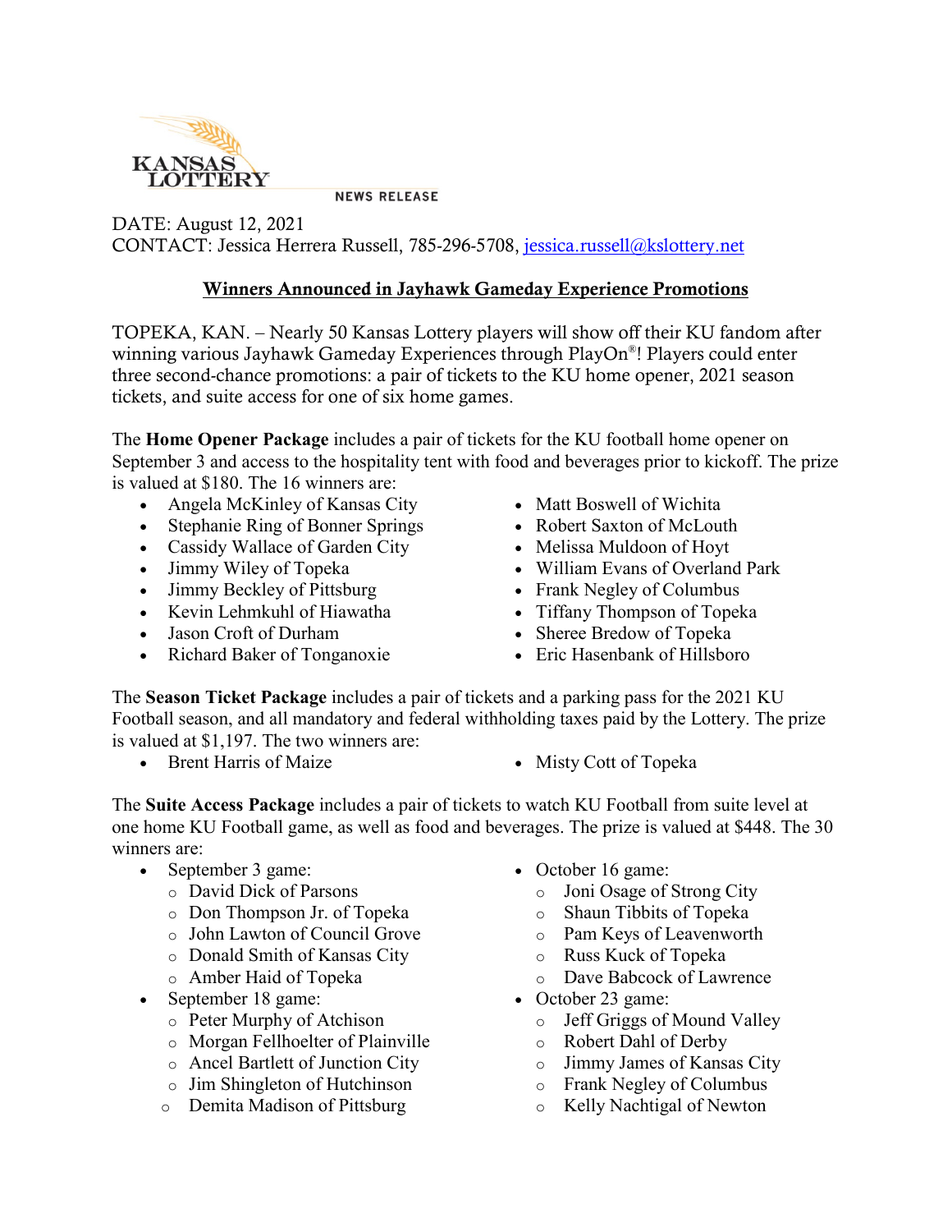KANSAS LOTTERY

NEWS RELEASE

DATE: August 12, 2021
CONTACT: Jessica Herrera Russell, 785-296-5708, jessica.russell@kslottery.net

## Winners Announced in Jayhawk Gameday Experience Promotions

TOPEKA, KAN. – Nearly 50 Kansas Lottery players will show off their KU fandom after winning various Jayhawk Gameday Experiences through PlayOn®! Players could enter three second-chance promotions: a pair of tickets to the KU home opener, 2021 season tickets, and suite access for one of six home games.

The **Home Opener Package** includes a pair of tickets for the KU football home opener on September 3 and access to the hospitality tent with food and beverages prior to kickoff. The prize is valued at $180. The 16 winners are:

- Angela McKinley of Kansas City
- Stephanie Ring of Bonner Springs
- Cassidy Wallace of Garden City
- Jimmy Wiley of Topeka
- Jimmy Beckley of Pittsburg
- Kevin Lehmkuhl of Hiawatha
- Jason Croft of Durham
- Richard Baker of Tonganoxie
- Matt Boswell of Wichita
- Robert Saxton of McLouth
- Melissa Muldoon of Hoyt
- William Evans of Overland Park
- Frank Negley of Columbus
- Tiffany Thompson of Topeka
- Sheree Bredow of Topeka
- Eric Hasenbank of Hillsboro

The **Season Ticket Package** includes a pair of tickets and a parking pass for the 2021 KU Football season, and all mandatory and federal withholding taxes paid by the Lottery. The prize is valued at $1,197. The two winners are:

- Brent Harris of Maize
- Misty Cott of Topeka

The **Suite Access Package** includes a pair of tickets to watch KU Football from suite level at one home KU Football game, as well as food and beverages. The prize is valued at $448. The 30 winners are:

- September 3 game:
  - David Dick of Parsons
  - Don Thompson Jr. of Topeka
  - John Lawton of Council Grove
  - Donald Smith of Kansas City
  - Amber Haid of Topeka
- September 18 game:
  - Peter Murphy of Atchison
  - Morgan Fellhoelter of Plainville
  - Ancel Bartlett of Junction City
  - Jim Shingleton of Hutchinson
  - Demita Madison of Pittsburg
- October 16 game:
  - Joni Osage of Strong City
  - Shaun Tibbits of Topeka
  - Pam Keys of Leavenworth
  - Russ Kuck of Topeka
  - Dave Babcock of Lawrence
- October 23 game:
  - Jeff Griggs of Mound Valley
  - Robert Dahl of Derby
  - Jimmy James of Kansas City
  - Frank Negley of Columbus
  - Kelly Nachtigal of Newton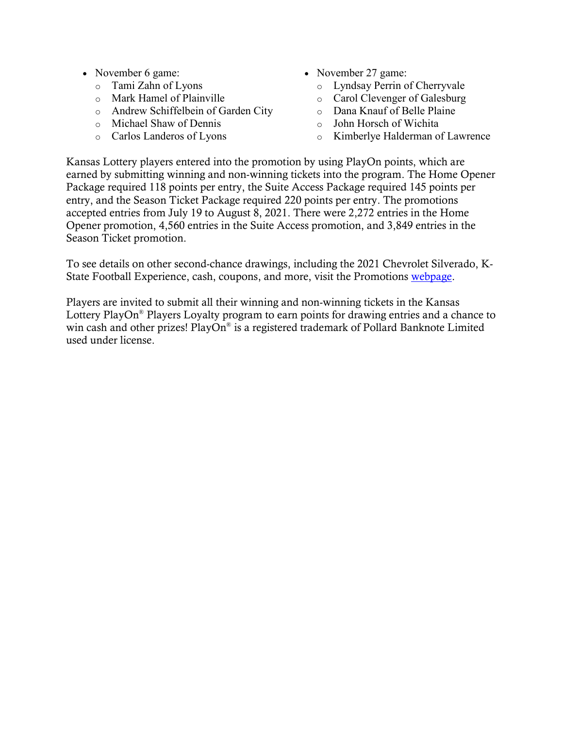- November 6 game:
  - Tami Zahn of Lyons
  - Mark Hamel of Plainville
  - Andrew Schiffelbein of Garden City
  - Michael Shaw of Dennis
  - Carlos Landeros of Lyons
- November 27 game:
  - Lyndsay Perrin of Cherryvale
  - Carol Clevenger of Galesburg
  - Dana Knauf of Belle Plaine
  - John Horsch of Wichita
  - Kimberlye Halderman of Lawrence

Kansas Lottery players entered into the promotion by using PlayOn points, which are earned by submitting winning and non-winning tickets into the program. The Home Opener Package required 118 points per entry, the Suite Access Package required 145 points per entry, and the Season Ticket Package required 220 points per entry. The promotions accepted entries from July 19 to August 8, 2021. There were 2,272 entries in the Home Opener promotion, 4,560 entries in the Suite Access promotion, and 3,849 entries in the Season Ticket promotion.

To see details on other second-chance drawings, including the 2021 Chevrolet Silverado, K-State Football Experience, cash, coupons, and more, visit the Promotions webpage.

Players are invited to submit all their winning and non-winning tickets in the Kansas Lottery PlayOn® Players Loyalty program to earn points for drawing entries and a chance to win cash and other prizes! PlayOn® is a registered trademark of Pollard Banknote Limited used under license.